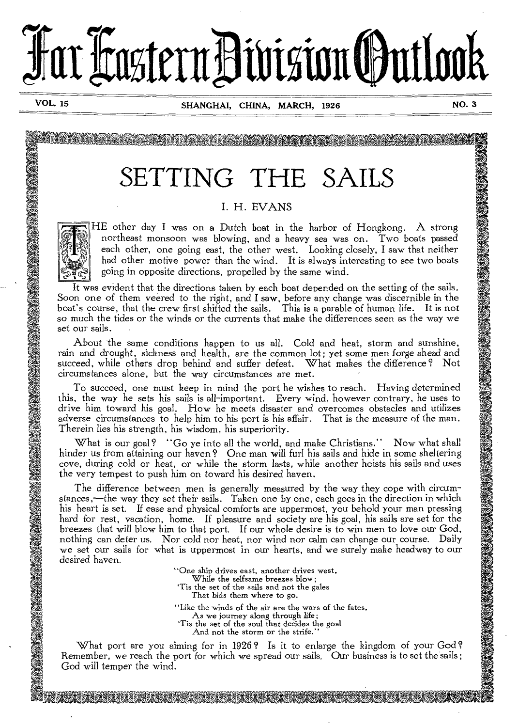# Far Eastern Division Outlook

VOL. 15 SHANGHAI, CHINA, MARCH, 1926 NO. 3

## SETTING THE SAILS

I. H. EVANS

THE other day I was on a Dutch boat in the harbor of Hongkong. A strong northeast monsoon was blowing, and a heavy sea was on. Two boats passed each other, one going east, the other west. Looking closely, I saw that neither had other motive power than the wind. It is always interesting to see two boats going in opposite directions, propelled by the same wind.

It was evident that the directions taken by each boat depended on the setting of the sails. Soon one of them veered to the right, and I saw, before any change was discernible in the boat's course, that the crew first shifted the sails. This is a parable of human life. It is not so much the tides or the winds or the currents that make the differences seen as the way we set our sails.

About the same conditions happen to us all. Cold and heat, storm and sunshine, rain and drought, sickness and health, are the common lot; yet some men forge ahead and succeed, while others drop behind and suffer defeat. What makes the difference? Not circumstances alone, but the way circumstances are met.

To succeed, one must keep in mind the port he wishes to reach. Having determined this, the way he sets his sails is all-important. Every wind, however contrary, he uses to drive him toward his goal. How he meets disaster and overcomes obstacles and utilizes adverse circumstances to help him to his port is his affair. That is the measure of the man. Therein lies his strength, his wisdom, his superiority.

What is our goal? "Go ye into all the world, and make Christians." Now what shall hinder us from attaining our haven? One man will furl his sails and hide in some sheltering cove, during cold or heat, or while the storm lasts, while another hoists his sails and uses the very tempest to push him on toward his desired haven.

The difference between men is generally measured by the way they cope with circumstances,—the way they set their sails. Taken one by one, each goes in the direction in which his heart is set. If ease and physical comforts are uppermost, you behold your man pressing hard for rest, vacation, home. If pleasure and society are his goal, his sails are set for the breezes that will blow him to that port. If our whole desire is to win men to love our God, nothing can deter us. Nor cold nor heat, nor wind nor calm can change our course. Daily we set our sails for what is uppermost in our hearts, and we surely make headway to our desired haven.

> "One ship drives east, another drives west,
> While the selfsame breezes blow;
> 'Tis the set of the sails and not the gales
> That bids them where to go.
>
> "Like the winds of the air are the wars of the fates,
> As we journey along through life;
> 'Tis the set of the soul that decides the goal
> And not the storm or the strife."

What port are you aiming for in 1926? Is it to enlarge the kingdom of your God? Remember, we reach the port for which we spread our sails. Our business is to set the sails; God will temper the wind.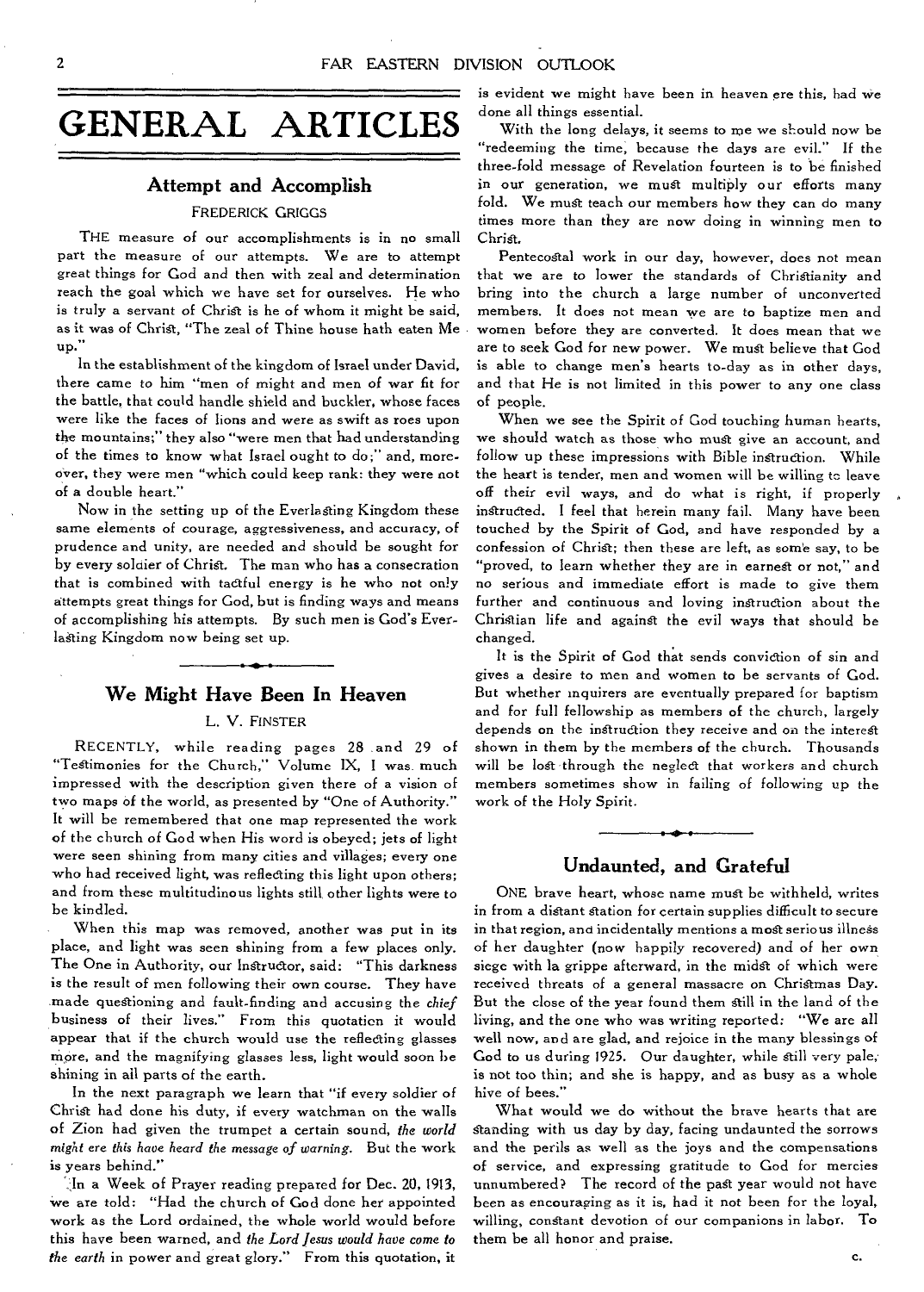# GENERAL ARTICLES

## Attempt and Accomplish

FREDERICK GRIGGS

THE measure of our accomplishments is in no small part the measure of our attempts. We are to attempt great things for God and then with zeal and determination reach the goal which we have set for ourselves. He who is truly a servant of Christ is he of whom it might be said, as it was of Christ, "The zeal of Thine house hath eaten Me up."

In the establishment of the kingdom of Israel under David, there came to him "men of might and men of war fit for the battle, that could handle shield and buckler, whose faces were like the faces of lions and were as swift as roes upon the mountains;" they also "were men that had understanding of the times to know what Israel ought to do;" and, moreover, they were men "which could keep rank: they were not of a double heart."

Now in the setting up of the Everlasting Kingdom these same elements of courage, aggressiveness, and accuracy, of prudence and unity, are needed and should be sought for by every soldier of Christ. The man who has a consecration that is combined with tactful energy is he who not only attempts great things for God, but is finding ways and means of accomplishing his attempts. By such men is God's Everlasting Kingdom now being set up.

## We Might Have Been In Heaven

L. V. FINSTER

RECENTLY, while reading pages 28 and 29 of "Testimonies for the Church," Volume IX, I was much impressed with the description given there of a vision of two maps of the world, as presented by "One of Authority." It will be remembered that one map represented the work of the church of God when His word is obeyed; jets of light were seen shining from many cities and villages; every one who had received light, was reflecting this light upon others; and from these multitudinous lights still other lights were to be kindled.

When this map was removed, another was put in its place, and light was seen shining from a few places only. The One in Authority, our Instructor, said: "This darkness is the result of men following their own course. They have made questioning and fault-finding and accusing the *chief* business of their lives." From this quotation it would appear that if the church would use the reflecting glasses more, and the magnifying glasses less, light would soon be shining in all parts of the earth.

In the next paragraph we learn that "if every soldier of Christ had done his duty, if every watchman on the walls of Zion had given the trumpet a certain sound, *the world might ere this have heard the message of warning.* But the work is years behind."

In a Week of Prayer reading prepared for Dec. 20, 1913, we are told: "Had the church of God done her appointed work as the Lord ordained, the whole world would before this have been warned, and *the Lord Jesus would have come to the earth* in power and great glory." From this quotation, it is evident we might have been in heaven ere this, had we done all things essential.

With the long delays, it seems to me we should now be "redeeming the time, because the days are evil." If the three-fold message of Revelation fourteen is to be finished in our generation, we must multiply our efforts many fold. We must teach our members how they can do many times more than they are now doing in winning men to Christ.

Pentecostal work in our day, however, does not mean that we are to lower the standards of Christianity and bring into the church a large number of unconverted members. It does not mean we are to baptize men and women before they are converted. It does mean that we are to seek God for new power. We must believe that God is able to change men's hearts to-day as in other days, and that He is not limited in this power to any one class of people.

When we see the Spirit of God touching human hearts, we should watch as those who must give an account, and follow up these impressions with Bible instruction. While the heart is tender, men and women will be willing to leave off their evil ways, and do what is right, if properly instructed. I feel that herein many fail. Many have been touched by the Spirit of God, and have responded by a confession of Christ; then these are left, as some say, to be "proved, to learn whether they are in earnest or not," and no serious and immediate effort is made to give them further and continuous and loving instruction about the Christian life and against the evil ways that should be changed.

It is the Spirit of God that sends conviction of sin and gives a desire to men and women to be servants of God. But whether inquirers are eventually prepared for baptism and for full fellowship as members of the church, largely depends on the instruction they receive and on the interest shown in them by the members of the church. Thousands will be lost through the neglect that workers and church members sometimes show in failing of following up the work of the Holy Spirit.

## Undaunted, and Grateful

ONE brave heart, whose name must be withheld, writes in from a distant station for certain supplies difficult to secure in that region, and incidentally mentions a most serious illness of her daughter (now happily recovered) and of her own siege with la grippe afterward, in the midst of which were received threats of a general massacre on Christmas Day. But the close of the year found them still in the land of the living, and the one who was writing reported: "We are all well now, and are glad, and rejoice in the many blessings of God to us during 1925. Our daughter, while still very pale, is not too thin; and she is happy, and as busy as a whole hive of bees."

What would we do without the brave hearts that are standing with us day by day, facing undaunted the sorrows and the perils as well as the joys and the compensations of service, and expressing gratitude to God for mercies unnumbered? The record of the past year would not have been as encouraging as it is, had it not been for the loyal, willing, constant devotion of our companions in labor. To them be all honor and praise.

C.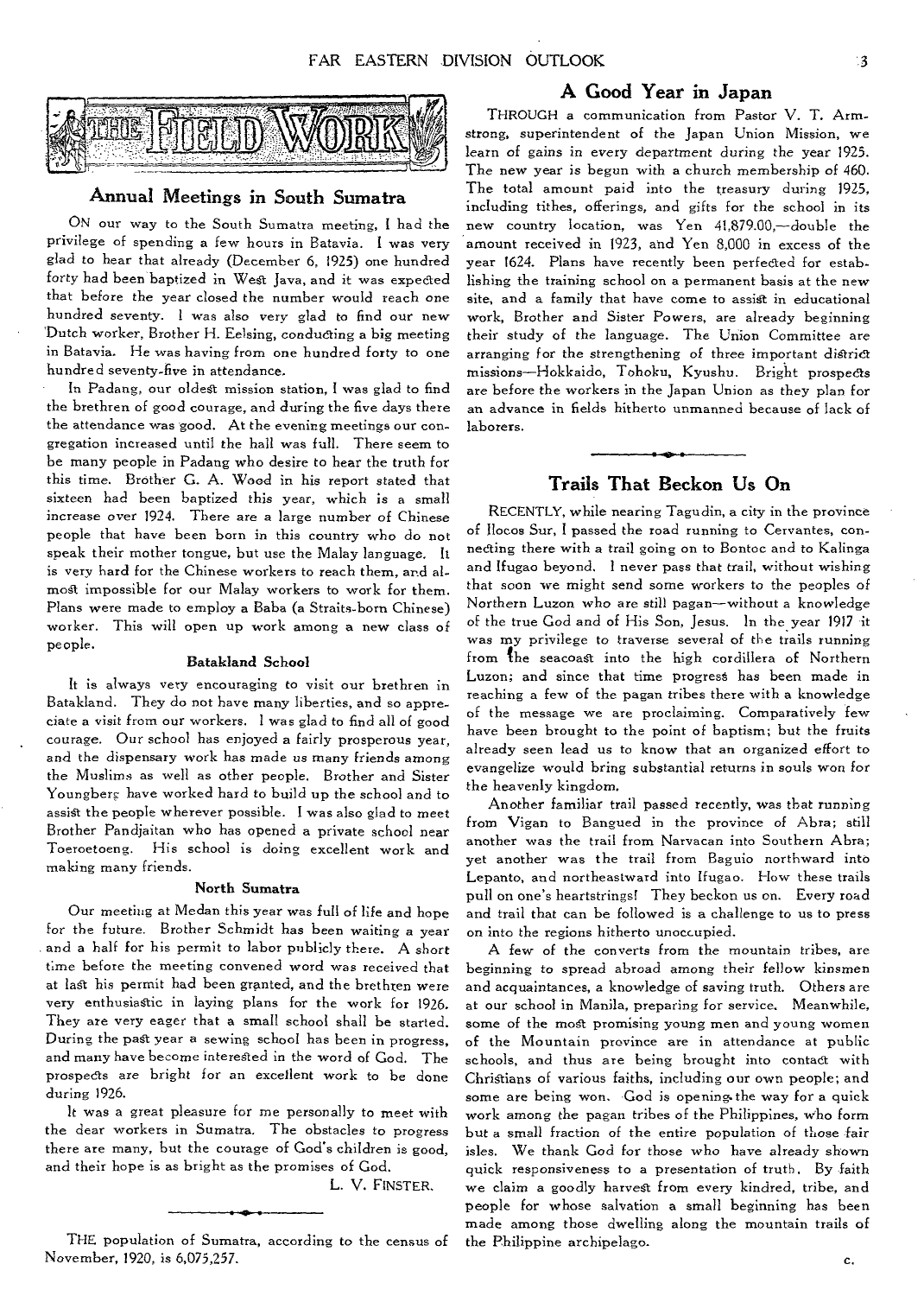# THE FIELD WORK

## Annual Meetings in South Sumatra

ON our way to the South Sumatra meeting, I had the privilege of spending a few hours in Batavia. I was very glad to hear that already (December 6, 1925) one hundred forty had been baptized in West Java, and it was expected that before the year closed the number would reach one hundred seventy. I was also very glad to find our new Dutch worker, Brother H. Eelsing, conducting a big meeting in Batavia. He was having from one hundred forty to one hundred seventy-five in attendance.

In Padang, our oldest mission station, I was glad to find the brethren of good courage, and during the five days there the attendance was good. At the evening meetings our congregation increased until the hall was full. There seem to be many people in Padang who desire to hear the truth for this time. Brother G. A. Wood in his report stated that sixteen had been baptized this year, which is a small increase over 1924. There are a large number of Chinese people that have been born in this country who do not speak their mother tongue, but use the Malay language. It is very hard for the Chinese workers to reach them, and almost impossible for our Malay workers to work for them. Plans were made to employ a Baba (a Straits-born Chinese) worker. This will open up work among a new class of people.

### Batakland School

It is always very encouraging to visit our brethren in Batakland. They do not have many liberties, and so appreciate a visit from our workers. I was glad to find all of good courage. Our school has enjoyed a fairly prosperous year, and the dispensary work has made us many friends among the Muslims as well as other people. Brother and Sister Youngberg have worked hard to build up the school and to assist the people wherever possible. I was also glad to meet Brother Pandjaitan who has opened a private school near Toeroetoeng. His school is doing excellent work and making many friends.

### North Sumatra

Our meeting at Medan this year was full of life and hope for the future. Brother Schmidt has been waiting a year and a half for his permit to labor publicly there. A short time before the meeting convened word was received that at last his permit had been granted, and the brethren were very enthusiastic in laying plans for the work for 1926. They are very eager that a small school shall be started. During the past year a sewing school has been in progress, and many have become interested in the word of God. The prospects are bright for an excellent work to be done during 1926.

It was a great pleasure for me personally to meet with the dear workers in Sumatra. The obstacles to progress there are many, but the courage of God's children is good, and their hope is as bright as the promises of God.

L. V. FINSTER.

---

THE population of Sumatra, according to the census of November, 1920, is 6,075,257.

## A Good Year in Japan

THROUGH a communication from Pastor V. T. Armstrong, superintendent of the Japan Union Mission, we learn of gains in every department during the year 1925. The new year is begun with a church membership of 460. The total amount paid into the treasury during 1925, including tithes, offerings, and gifts for the school in its new country location, was Yen 41,879.00,—double the amount received in 1923, and Yen 8,000 in excess of the year 1624. Plans have recently been perfected for establishing the training school on a permanent basis at the new site, and a family that have come to assist in educational work, Brother and Sister Powers, are already beginning their study of the language. The Union Committee are arranging for the strengthening of three important district missions—Hokkaido, Tohoku, Kyushu. Bright prospects are before the workers in the Japan Union as they plan for an advance in fields hitherto unmanned because of lack of laborers.

## Trails That Beckon Us On

RECENTLY, while nearing Tagudin, a city in the province of Ilocos Sur, I passed the road running to Cervantes, connecting there with a trail going on to Bontoc and to Kalinga and Ifugao beyond. I never pass that trail, without wishing that soon we might send some workers to the peoples of Northern Luzon who are still pagan—without a knowledge of the true God and of His Son, Jesus. In the year 1917 it was my privilege to traverse several of the trails running from the seacoast into the high cordillera of Northern Luzon; and since that time progress has been made in reaching a few of the pagan tribes there with a knowledge of the message we are proclaiming. Comparatively few have been brought to the point of baptism; but the fruits already seen lead us to know that an organized effort to evangelize would bring substantial returns in souls won for the heavenly kingdom.

Another familiar trail passed recently, was that running from Vigan to Bangued in the province of Abra; still another was the trail from Narvacan into Southern Abra; yet another was the trail from Baguio northward into Lepanto, and northeastward into Ifugao. How these trails pull on one's heartstrings! They beckon us on. Every road and trail that can be followed is a challenge to us to press on into the regions hitherto unoccupied.

A few of the converts from the mountain tribes, are beginning to spread abroad among their fellow kinsmen and acquaintances, a knowledge of saving truth. Others are at our school in Manila, preparing for service. Meanwhile, some of the most promising young men and young women of the Mountain province are in attendance at public schools, and thus are being brought into contact with Christians of various faiths, including our own people; and some are being won. God is opening the way for a quick work among the pagan tribes of the Philippines, who form but a small fraction of the entire population of those fair isles. We thank God for those who have already shown quick responsiveness to a presentation of truth. By faith we claim a goodly harvest from every kindred, tribe, and people for whose salvation a small beginning has been made among those dwelling along the mountain trails of the Philippine archipelago.

C.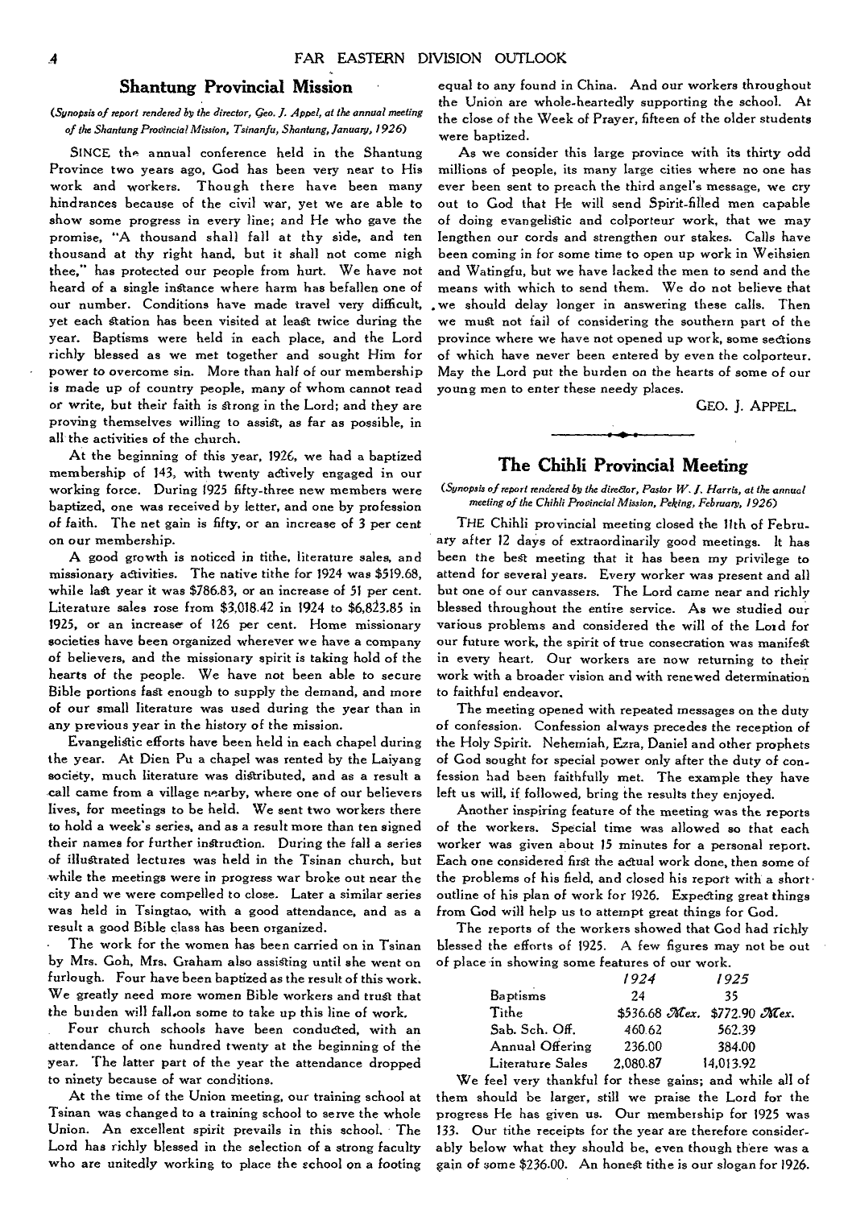## Shantung Provincial Mission

*(Synopsis of report rendered by the director, Geo. J. Appel, at the annual meeting of the Shantung Provincial Mission, Tsinanfu, Shantung, January, 1926)*

SINCE the annual conference held in the Shantung Province two years ago, God has been very near to His work and workers. Though there have been many hindrances because of the civil war, yet we are able to show some progress in every line; and He who gave the promise, "A thousand shall fall at thy side, and ten thousand at thy right hand, but it shall not come nigh thee," has protected our people from hurt. We have not heard of a single instance where harm has befallen one of our number. Conditions have made travel very difficult, yet each station has been visited at least twice during the year. Baptisms were held in each place, and the Lord richly blessed as we met together and sought Him for power to overcome sin. More than half of our membership is made up of country people, many of whom cannot read or write, but their faith is strong in the Lord; and they are proving themselves willing to assist, as far as possible, in all the activities of the church.

At the beginning of this year, 1926, we had a baptized membership of 143, with twenty actively engaged in our working force. During 1925 fifty-three new members were baptized, one was received by letter, and one by profession of faith. The net gain is fifty, or an increase of 3 per cent on our membership.

A good growth is noticed in tithe, literature sales, and missionary activities. The native tithe for 1924 was $519.68, while last year it was $786.83, or an increase of 51 per cent. Literature sales rose from $3,018.42 in 1924 to $6,823.85 in 1925, or an increase of 126 per cent. Home missionary societies have been organized wherever we have a company of believers, and the missionary spirit is taking hold of the hearts of the people. We have not been able to secure Bible portions fast enough to supply the demand, and more of our small literature was used during the year than in any previous year in the history of the mission.

Evangelistic efforts have been held in each chapel during the year. At Dien Pu a chapel was rented by the Laiyang society, much literature was distributed, and as a result a call came from a village nearby, where one of our believers lives, for meetings to be held. We sent two workers there to hold a week's series, and as a result more than ten signed their names for further instruction. During the fall a series of illustrated lectures was held in the Tsinan church, but while the meetings were in progress war broke out near the city and we were compelled to close. Later a similar series was held in Tsingtao, with a good attendance, and as a result a good Bible class has been organized.

The work for the women has been carried on in Tsinan by Mrs. Goh, Mrs. Graham also assisting until she went on furlough. Four have been baptized as the result of this work. We greatly need more women Bible workers and trust that the burden will fall on some to take up this line of work.

Four church schools have been conducted, with an attendance of one hundred twenty at the beginning of the year. The latter part of the year the attendance dropped to ninety because of war conditions.

At the time of the Union meeting, our training school at Tsinan was changed to a training school to serve the whole Union. An excellent spirit prevails in this school. The Lord has richly blessed in the selection of a strong faculty who are unitedly working to place the school on a footing equal to any found in China. And our workers throughout the Union are whole-heartedly supporting the school. At the close of the Week of Prayer, fifteen of the older students were baptized.

As we consider this large province with its thirty odd millions of people, its many large cities where no one has ever been sent to preach the third angel's message, we cry out to God that He will send Spirit-filled men capable of doing evangelistic and colporteur work, that we may lengthen our cords and strengthen our stakes. Calls have been coming in for some time to open up work in Weihsien and Watingfu, but we have lacked the men to send and the means with which to send them. We do not believe that we should delay longer in answering these calls. Then we must not fail of considering the southern part of the province where we have not opened up work, some sections of which have never been entered by even the colporteur. May the Lord put the burden on the hearts of some of our young men to enter these needy places.

GEO. J. APPEL.

## The Chihli Provincial Meeting

*(Synopsis of report rendered by the director, Pastor W. J. Harris, at the annual meeting of the Chihli Provincial Mission, Peking, February, 1926)*

THE Chihli provincial meeting closed the 11th of February after 12 days of extraordinarily good meetings. It has been the best meeting that it has been my privilege to attend for several years. Every worker was present and all but one of our canvassers. The Lord came near and richly blessed throughout the entire service. As we studied our various problems and considered the will of the Lord for our future work, the spirit of true consecration was manifest in every heart. Our workers are now returning to their work with a broader vision and with renewed determination to faithful endeavor.

The meeting opened with repeated messages on the duty of confession. Confession always precedes the reception of the Holy Spirit. Nehemiah, Ezra, Daniel and other prophets of God sought for special power only after the duty of confession had been faithfully met. The example they have left us will, if followed, bring the results they enjoyed.

Another inspiring feature of the meeting was the reports of the workers. Special time was allowed so that each worker was given about 15 minutes for a personal report. Each one considered first the actual work done, then some of the problems of his field, and closed his report with a short outline of his plan of work for 1926. Expecting great things from God will help us to attempt great things for God.

The reports of the workers showed that God had richly blessed the efforts of 1925. A few figures may not be out of place in showing some features of our work.

| | *1924* | *1925* |
|---|---|---|
| Baptisms | 24 | 35 |
| Tithe | $536.68 *Mex.* | $772.90 *Mex.* |
| Sab. Sch. Off. | 460.62 | 562.39 |
| Annual Offering | 236.00 | 384.00 |
| Literature Sales | 2,080.87 | 14,013.92 |

We feel very thankful for these gains; and while all of them should be larger, still we praise the Lord for the progress He has given us. Our membership for 1925 was 133. Our tithe receipts for the year are therefore considerably below what they should be, even though there was a gain of some $236.00. An honest tithe is our slogan for 1926.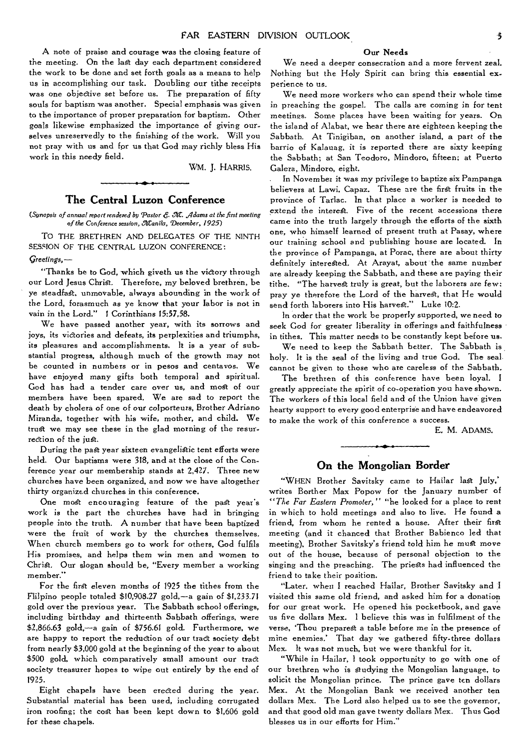A note of praise and courage was the closing feature of the meeting. On the last day each department considered the work to be done and set forth goals as a means to help us in accomplishing our task. Doubling our tithe receipts was one objective set before us. The preparation of fifty souls for baptism was another. Special emphasis was given to the importance of proper preparation for baptism. Other goals likewise emphasized the importance of giving ourselves unreservedly to the finishing of the work. Will you not pray with us and for us that God may richly bless His work in this needy field.

WM. J. HARRIS.

## The Central Luzon Conference

*(Synopsis of annual report rendered by Pastor E. M. Adams at the first meeting of the Conference session, Manila, December, 1925)*

TO THE BRETHREN AND DELEGATES OF THE NINTH SESSION OF THE CENTRAL LUZON CONFERENCE:

*Greetings,—*

"Thanks be to God, which giveth us the victory through our Lord Jesus Christ. Therefore, my beloved brethren, be ye steadfast, unmovable, always abounding in the work of the Lord, forasmuch as ye know that your labor is not in vain in the Lord." 1 Corinthians 15:57,58.

We have passed another year, with its sorrows and joys, its victories and defeats, its perplexities and triumphs, its pleasures and accomplishments. It is a year of substantial progress, although much of the growth may not be counted in numbers or in pesos and centavos. We have enjoyed many gifts both temporal and spiritual. God has had a tender care over us, and most of our members have been spared. We are sad to report the death by cholera of one of our colporteurs, Brother Adriano Miranda, together with his wife, mother, and child. We trust we may see these in the glad morning of the resurrection of the just.

During the past year sixteen evangelistic tent efforts were held. Our baptisms were 318, and at the close of the Conference year our membership stands at 2,427. Three new churches have been organized, and now we have altogether thirty organized churches in this conference.

One most encouraging feature of the past year's work is the part the churches have had in bringing people into the truth. A number that have been baptized were the fruit of work by the churches themselves. When church members go to work for others, God fulfils His promises, and helps them win men and women to Christ. Our slogan should be, "Every member a working member."

For the first eleven months of 1925 the tithes from the Filipino people totaled $10,908.27 gold,—a gain of $1,233.71 gold over the previous year. The Sabbath school offerings, including birthday and thirteenth Sabbath offerings, were $2,866.63 gold,—a gain of $756.61 gold. Furthermore, we are happy to report the reduction of our tract society debt from nearly $3,000 gold at the beginning of the year to about $500 gold, which comparatively small amount our tract society treasurer hopes to wipe out entirely by the end of 1925.

Eight chapels have been erected during the year. Substantial material has been used, including corrugated iron roofing; the cost has been kept down to $1,606 gold for these chapels.

### Our Needs

We need a deeper consecration and a more fervent zeal. Nothing but the Holy Spirit can bring this essential experience to us.

We need more workers who can spend their whole time in preaching the gospel. The calls are coming in for tent meetings. Some places have been waiting for years. On the island of Alabat, we hear there are eighteen keeping the Sabbath. At Tinigiban, on another island, a part of the barrio of Kalauag, it is reported there are sixty keeping the Sabbath; at San Teodoro, Mindoro, fifteen; at Puerto Galera, Mindoro, eight.

In November it was my privilege to baptize six Pampanga believers at Lawi, Capaz. These are the first fruits in the province of Tarlac. In that place a worker is needed to extend the interest. Five of the recent accessions there came into the truth largely through the efforts of the sixth one, who himself learned of present truth at Pasay, where our training school and publishing house are located. In the province of Pampanga, at Porac, there are about thirty definitely interested. At Arayat, about the same number are already keeping the Sabbath, and these are paying their tithe. "The harvest truly is great, but the laborers are few: pray ye therefore the Lord of the harvest, that He would send forth laborers into His harvest." Luke 10:2.

In order that the work be properly supported, we need to seek God for greater liberality in offerings and faithfulness in tithes. This matter needs to be constantly kept before us.

We need to keep the Sabbath better. The Sabbath is holy. It is the seal of the living and true God. The seal cannot be given to those who are careless of the Sabbath.

The brethren of this conference have been loyal. I greatly appreciate the spirit of co-operation you have shown. The workers of this local field and of the Union have given hearty support to every good enterprise and have endeavored to make the work of this conference a success.

E. M. ADAMS.

## On the Mongolian Border

"WHEN Brother Savitsky came to Hailar last July," writes Borther Max Popow for the January number of *"The Far Eastern Promoter,"* "he looked for a place to rent in which to hold meetings and also to live. He found a friend, from whom he rented a house. After their first meeting (and it chanced that Brother Babienco led that meeting), Brother Savitsky's friend told him he must move out of the house, because of personal objection to the singing and the preaching. The priests had influenced the friend to take their position.

"Later, when I reached Hailar, Brother Savitsky and I visited this same old friend, and asked him for a donation for our great work. He opened his pocketbook, and gave us five dollars Mex. I believe this was in fulfilment of the verse, 'Thou preparest a table before me in the presence of mine enemies.' That day we gathered fifty-three dollars Mex. It was not much, but we were thankful for it.

"While in Hailar, I took opportunity to go with one of our brethren who is studying the Mongolian language, to solicit the Mongolian prince. The prince gave ten dollars Mex. At the Mongolian Bank we received another ten dollars Mex. The Lord also helped us to see the governor, and that good old man gave twenty dollars Mex. Thus God blesses us in our efforts for Him."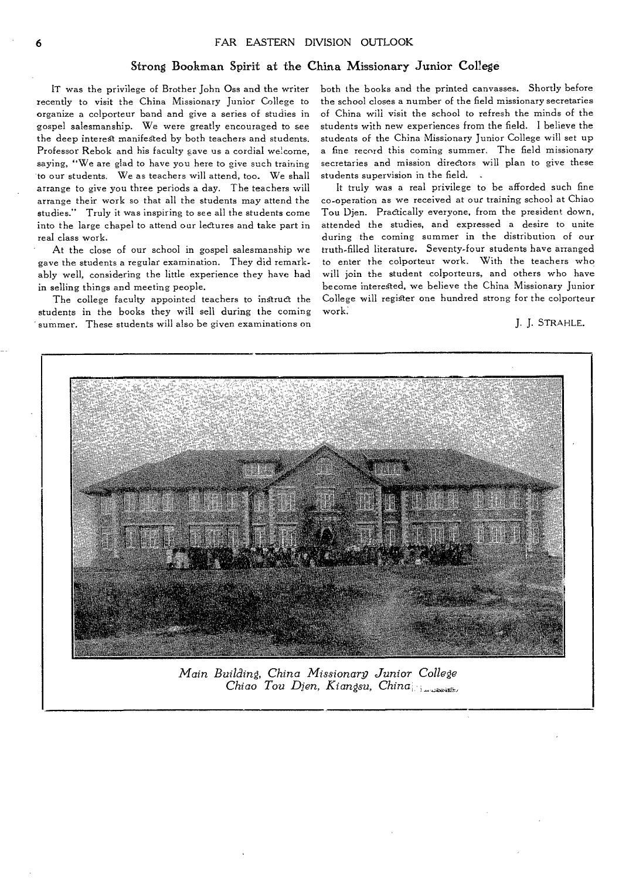## Strong Bookman Spirit at the China Missionary Junior College

IT was the privilege of Brother John Oss and the writer recently to visit the China Missionary Junior College to organize a colporteur band and give a series of studies in gospel salesmanship. We were greatly encouraged to see the deep interest manifested by both teachers and students. Professor Rebok and his faculty gave us a cordial welcome, saying, "We are glad to have you here to give such training to our students. We as teachers will attend, too. We shall arrange to give you three periods a day. The teachers will arrange their work so that all the students may attend the studies." Truly it was inspiring to see all the students come into the large chapel to attend our lectures and take part in real class work.

At the close of our school in gospel salesmanship we gave the students a regular examination. They did remarkably well, considering the little experience they have had in selling things and meeting people.

The college faculty appointed teachers to instruct the students in the books they will sell during the coming summer. These students will also be given examinations on both the books and the printed canvasses. Shortly before the school closes a number of the field missionary secretaries of China will visit the school to refresh the minds of the students with new experiences from the field. I believe the students of the China Missionary Junior College will set up a fine record this coming summer. The field missionary secretaries and mission directors will plan to give these students supervision in the field.

It truly was a real privilege to be afforded such fine co-operation as we received at our training school at Chiao Tou Djen. Practically everyone, from the president down, attended the studies, and expressed a desire to unite during the coming summer in the distribution of our truth-filled literature. Seventy-four students have arranged to enter the colporteur work. With the teachers who will join the student colporteurs, and others who have become interested, we believe the China Missionary Junior College will register one hundred strong for the colporteur work.

J. J. STRAHLE.

*Main Building, China Missionary Junior College*
*Chiao Tou Djen, Kiangsu, China*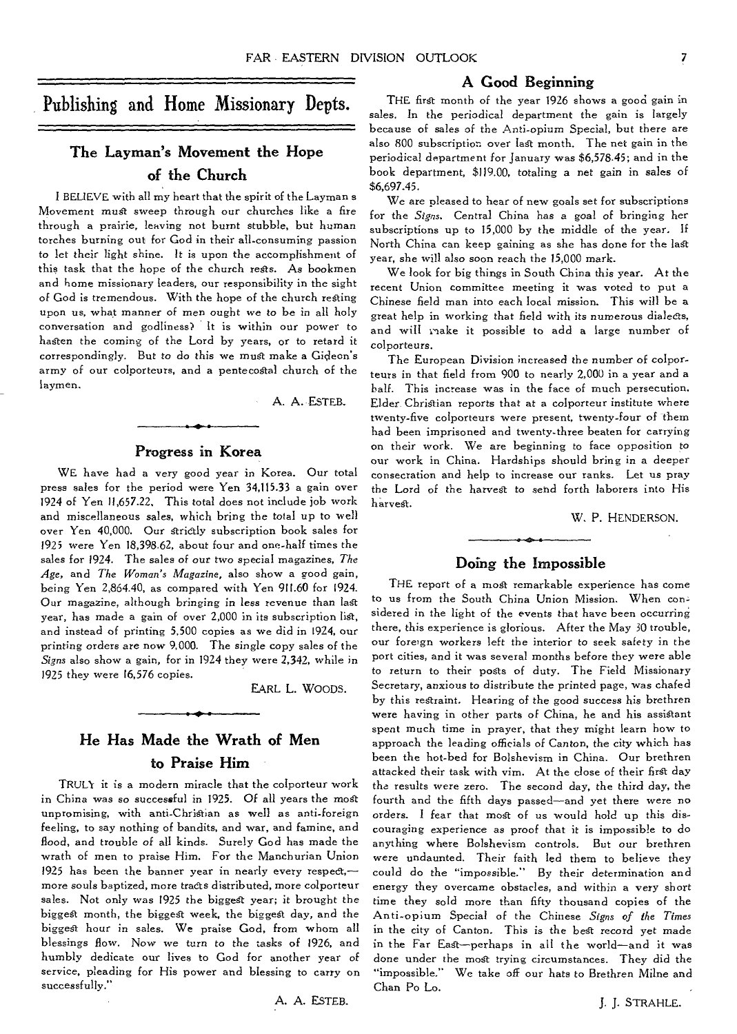## Publishing and Home Missionary Depts.

### The Layman's Movement the Hope of the Church

I BELIEVE with all my heart that the spirit of the Layman s Movement must sweep through our churches like a fire through a prairie, leaving not burnt stubble, but human torches burning out for God in their all-consuming passion to let their light shine. It is upon the accomplishment of this task that the hope of the church rests. As bookmen and home missionary leaders, our responsibility in the sight of God is tremendous. With the hope of the church resting upon us, what manner of men ought we to be in all holy conversation and godliness? It is within our power to hasten the coming of the Lord by years, or to retard it correspondingly. But to do this we must make a Gideon's army of our colporteurs, and a pentecostal church of the laymen.

A. A. ESTEB.

### Progress in Korea

WE have had a very good year in Korea. Our total press sales for the period were Yen 34,115.33 a gain over 1924 of Yen 11,657.22. This total does not include job work and miscellaneous sales, which bring the total up to well over Yen 40,000. Our strictly subscription book sales for 1925 were Yen 18,398.62, about four and one-half times the sales for 1924. The sales of our two special magazines, *The Age*, and *The Woman's Magazine*, also show a good gain, being Yen 2,864.40, as compared with Yen 911.60 for 1924. Our magazine, although bringing in less revenue than last year, has made a gain of over 2,000 in its subscription list, and instead of printing 5,500 copies as we did in 1924, our printing orders are now 9,000. The single copy sales of the *Signs* also show a gain, for in 1924 they were 2,342, while in 1925 they were 16,576 copies.

EARL L. WOODS.

### He Has Made the Wrath of Men to Praise Him

TRULY it is a modern miracle that the colporteur work in China was so successful in 1925. Of all years the most unpromising, with anti-Christian as well as anti-foreign feeling, to say nothing of bandits, and war, and famine, and flood, and trouble of all kinds. Surely God has made the wrath of men to praise Him. For the Manchurian Union 1925 has been the banner year in nearly every respect,—more souls baptized, more tracts distributed, more colporteur sales. Not only was 1925 the biggest year; it brought the biggest month, the biggest week, the biggest day, and the biggest hour in sales. We praise God, from whom all blessings flow. Now we turn to the tasks of 1926, and humbly dedicate our lives to God for another year of service, pleading for His power and blessing to carry on successfully."

A. A. ESTEB.

### A Good Beginning

THE first month of the year 1926 shows a good gain in sales. In the periodical department the gain is largely because of sales of the Anti-opium Special, but there are also 800 subscription over last month. The net gain in the periodical department for January was $6,578.45; and in the book department, $119.00, totaling a net gain in sales of $6,697.45.

We are pleased to hear of new goals set for subscriptions for the *Signs*. Central China has a goal of bringing her subscriptions up to 15,000 by the middle of the year. If North China can keep gaining as she has done for the last year, she will also soon reach the 15,000 mark.

We look for big things in South China this year. At the recent Union committee meeting it was voted to put a Chinese field man into each local mission. This will be a great help in working that field with its numerous dialects, and will make it possible to add a large number of colporteurs.

The European Division increased the number of colporteurs in that field from 900 to nearly 2,000 in a year and a half. This increase was in the face of much persecution. Elder Christian reports that at a colporteur institute where twenty-five colporteurs were present, twenty-four of them had been imprisoned and twenty-three beaten for carrying on their work. We are beginning to face opposition to our work in China. Hardships should bring in a deeper consecration and help to increase our ranks. Let us pray the Lord of the harvest to send forth laborers into His harvest.

W. P. HENDERSON.

### Doing the Impossible

THE report of a most remarkable experience has come to us from the South China Union Mission. When considered in the light of the events that have been occurring there, this experience is glorious. After the May 30 trouble, our foreign workers left the interior to seek safety in the port cities, and it was several months before they were able to return to their posts of duty. The Field Missionary Secretary, anxious to distribute the printed page, was chafed by this restraint. Hearing of the good success his brethren were having in other parts of China, he and his assistant spent much time in prayer, that they might learn how to approach the leading officials of Canton, the city which has been the hot-bed for Bolshevism in China. Our brethren attacked their task with vim. At the close of their first day the results were zero. The second day, the third day, the fourth and the fifth days passed—and yet there were no orders. I fear that most of us would hold up this discouraging experience as proof that it is impossible to do anything where Bolshevism controls. But our brethren were undaunted. Their faith led them to believe they could do the "impossible." By their determination and energy they overcame obstacles, and within a very short time they sold more than fifty thousand copies of the Anti-opium Special of the Chinese *Signs of the Times* in the city of Canton. This is the best record yet made in the Far East—perhaps in all the world—and it was done under the most trying circumstances. They did the "impossible." We take off our hats to Brethren Milne and Chan Po Lo.

J. J. STRAHLE.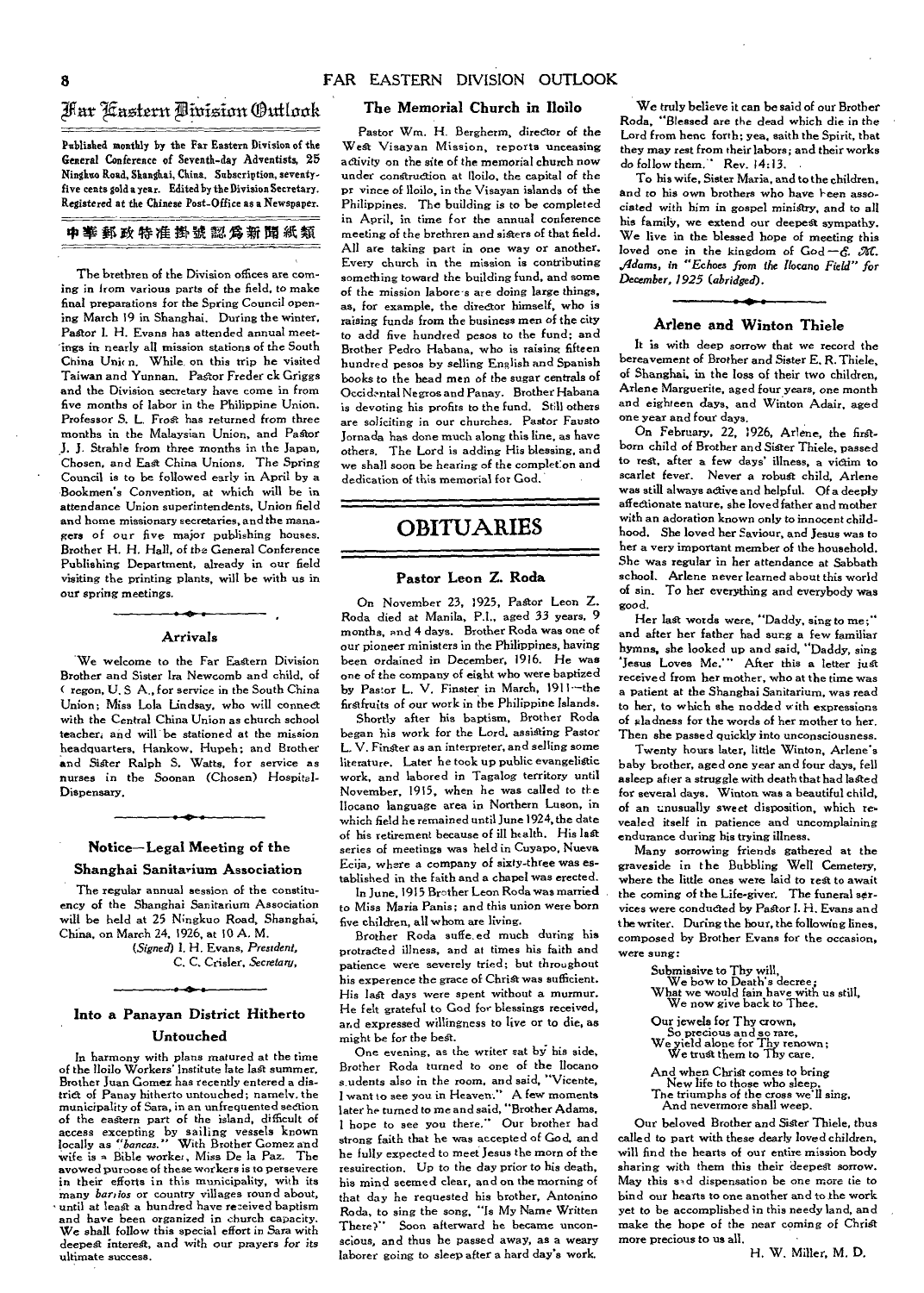# Far Eastern Division Outlook

Published monthly by the Far Eastern Division of the General Conference of Seventh-day Adventists, 25 Ningkuo Road, Shanghai, China. Subscription, seventy-five cents gold a year. Edited by the Division Secretary. Registered at the Chinese Post-Office as a Newspaper.

中華郵政特准掛號認爲新聞紙類

The brethren of the Division offices are coming in from various parts of the field, to make final preparations for the Spring Council opening March 19 in Shanghai. During the winter, Pastor I. H. Evans has attended annual meetings in nearly all mission stations of the South China Union. While on this trip he visited Taiwan and Yunnan. Pastor Frederick Griggs and the Division secretary have come in from five months of labor in the Philippine Union. Professor S. L. Frost has returned from three months in the Malaysian Union, and Pastor J. J. Strahle from three months in the Japan, Chosen, and East China Unions. The Spring Council is to be followed early in April by a Bookmen's Convention, at which will be in attendance Union superintendents, Union field and home missionary secretaries, and the managers of our five major publishing houses. Brother H. H. Hall, of the General Conference Publishing Department, already in our field visiting the printing plants, will be with us in our spring meetings.

## Arrivals

We welcome to the Far Eastern Division Brother and Sister Ira Newcomb and child, of Oregon, U. S. A., for service in the South China Union; Miss Lola Lindsay, who will connect with the Central China Union as church school teacher, and will be stationed at the mission headquarters, Hankow, Hupeh; and Brother and Sister Ralph S. Watts, for service as nurses in the Soonan (Chosen) Hospital-Dispensary.

## Notice—Legal Meeting of the Shanghai Sanitarium Association

The regular annual session of the constituency of the Shanghai Sanitarium Association will be held at 25 Ningkuo Road, Shanghai, China, on March 24, 1926, at 10 A. M.

(*Signed*) I. H. Evans, *President*,
C. C. Crisler, *Secretary*,

## Into a Panayan District Hitherto Untouched

In harmony with plans matured at the time of the Iloilo Workers' Institute late last summer, Brother Juan Gomez has recently entered a district of Panay hitherto untouched; namely, the municipality of Sara, in an unfrequented section of the eastern part of the island, difficult of access excepting by sailing vessels known locally as *"bancas."* With Brother Gomez and wife is a Bible worker, Miss De la Paz. The avowed purpose of these workers is to persevere in their efforts in this municipality, with its many *barrios* or country villages round about, until at least a hundred have received baptism and have been organized in church capacity. We shall follow this special effort in Sara with deepest interest, and with our prayers for its ultimate success.

## The Memorial Church in Iloilo

Pastor Wm. H. Bergherm, director of the West Visayan Mission, reports unceasing activity on the site of the memorial church now under construction at Iloilo, the capital of the province of Iloilo, in the Visayan islands of the Philippines. The building is to be completed in April, in time for the annual conference meeting of the brethren and sisters of that field. All are taking part in one way or another. Every church in the mission is contributing something toward the building fund, and some of the mission laborers are doing large things, as, for example, the director himself, who is raising funds from the business men of the city to add five hundred pesos to the fund; and Brother Pedro Habana, who is raising fifteen hundred pesos by selling English and Spanish books to the head men of the sugar centrals of Occidental Negros and Panay. Brother Habana is devoting his profits to the fund. Still others are soliciting in our churches. Pastor Fausto Jornada has done much along this line, as have others. The Lord is adding His blessing, and we shall soon be hearing of the completion and dedication of this memorial for God.

# OBITUARIES

## Pastor Leon Z. Roda

On November 23, 1925, Pastor Leon Z. Roda died at Manila, P.I., aged 33 years, 9 months, and 4 days. Brother Roda was one of our pioneer ministers in the Philippines, having been ordained in December, 1916. He was one of the company of eight who were baptized by Pastor L. V. Finster in March, 1911—the firstfruits of our work in the Philippine Islands.

Shortly after his baptism, Brother Roda began his work for the Lord, assisting Pastor L. V. Finster as an interpreter, and selling some literature. Later he took up public evangelistic work, and labored in Tagalog territory until November, 1915, when he was called to the Ilocano language area in Northern Luzon, in which field he remained until June 1924, the date of his retirement because of ill health. His last series of meetings was held in Cuyapo, Nueva Ecija, where a company of sixty-three was established in the faith and a chapel was erected.

In June, 1915 Brother Leon Roda was married to Miss Maria Panis; and this union were born five children, all whom are living.

Brother Roda suffered much during his protracted illness, and at times his faith and patience were severely tried; but throughout his experience the grace of Christ was sufficient. His last days were spent without a murmur. He felt grateful to God for blessings received, and expressed willingness to live or to die, as might be for the best.

One evening, as the writer sat by his side, Brother Roda turned to one of the Ilocano students also in the room, and said, "Vicente, I want to see you in Heaven." A few moments later he turned to me and said, "Brother Adams, I hope to see you there." Our brother had strong faith that he was accepted of God, and he fully expected to meet Jesus the morn of the resurrection. Up to the day prior to his death, his mind seemed clear, and on the morning of that day he requested his brother, Antonino Roda, to sing the song, "Is My Name Written There?" Soon afterward he became unconscious, and thus he passed away, as a weary laborer going to sleep after a hard day's work.

We truly believe it can be said of our Brother Roda, "Blessed are the dead which die in the Lord from hence forth; yea, saith the Spirit, that they may rest from their labors; and their works do follow them." Rev. 14:13.

To his wife, Sister Maria, and to the children, and to his own brothers who have been associated with him in gospel ministry, and to all his family, we extend our deepest sympathy. We live in the blessed hope of meeting this loved one in the kingdom of God—*E. M. Adams, in "Echoes from the Ilocano Field" for December, 1925 (abridged).*

## Arlene and Winton Thiele

It is with deep sorrow that we record the bereavement of Brother and Sister E. R. Thiele, of Shanghai, in the loss of their two children, Arlene Marguerite, aged four years, one month and eighteen days, and Winton Adair, aged one year and four days.

On February, 22, 1926, Arlene, the first-born child of Brother and Sister Thiele, passed to rest, after a few days' illness, a victim to scarlet fever. Never a robust child, Arlene was still always active and helpful. Of a deeply affectionate nature, she loved father and mother with an adoration known only to innocent childhood. She loved her Saviour, and Jesus was to her a very important member of the household. She was regular in her attendance at Sabbath school. Arlene never learned about this world of sin. To her everything and everybody was good.

Her last words were, "Daddy, sing to me;" and after her father had sung a few familiar hymns, she looked up and said, "Daddy, sing 'Jesus Loves Me.'" After this a letter just received from her mother, who at the time was a patient at the Shanghai Sanitarium, was read to her, to which she nodded with expressions of gladness for the words of her mother to her. Then she passed quickly into unconsciousness.

Twenty hours later, little Winton, Arlene's baby brother, aged one year and four days, fell asleep after a struggle with death that had lasted for several days. Winton was a beautiful child, of an unusually sweet disposition, which revealed itself in patience and uncomplaining endurance during his trying illness.

Many sorrowing friends gathered at the graveside in the Bubbling Well Cemetery, where the little ones were laid to rest to await the coming of the Life-giver. The funeral services were conducted by Pastor I. H. Evans and the writer. During the hour, the following lines, composed by Brother Evans for the occasion, were sung:

> Submissive to Thy will,
> We bow to Death's decree;
> What we would fain have with us still,
> We now give back to Thee.
>
> Our jewels for Thy crown,
> So precious and so rare,
> We yield alone for Thy renown;
> We trust them to Thy care.
>
> And when Christ comes to bring
> New life to those who sleep,
> The triumphs of the cross we'll sing,
> And nevermore shall weep.

Our beloved Brother and Sister Thiele, thus called to part with these dearly loved children, will find the hearts of our entire mission body sharing with them this their deepest sorrow. May this sad dispensation be one more tie to bind our hearts to one another and to the work yet to be accomplished in this needy land, and make the hope of the near coming of Christ more precious to us all.

H. W. Miller, M. D.